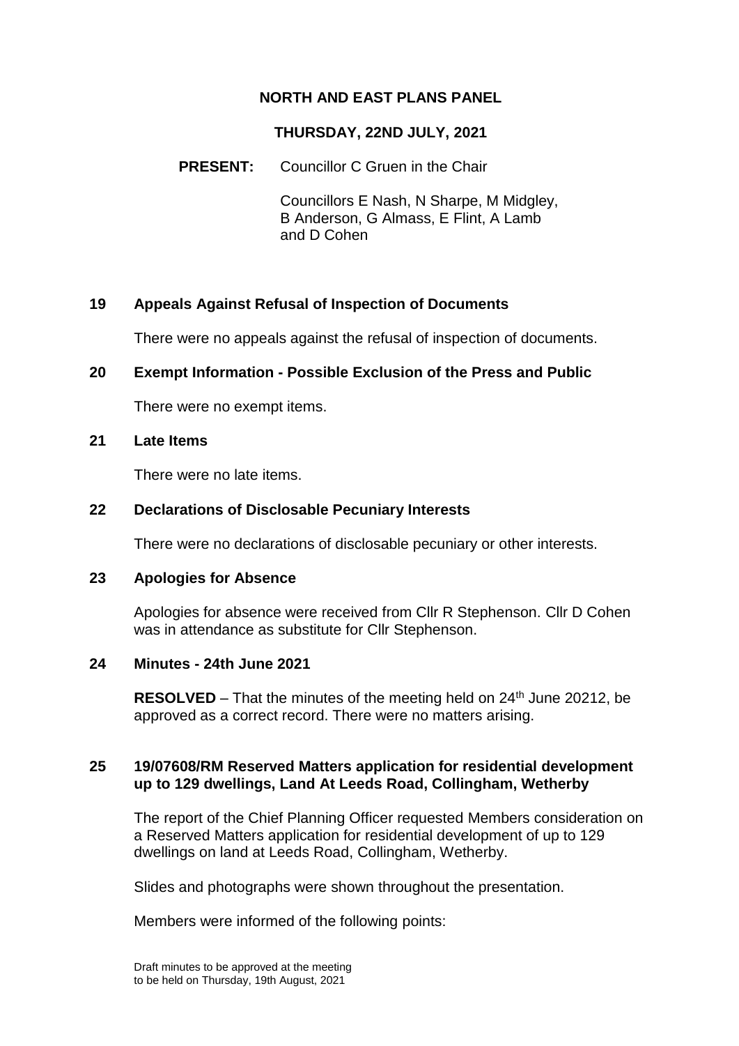# NORTH AND EAST PLANS PANEL

## THURSDAY, 22ND JULY, 2021

**PRESENT:** Councillor C Gruen in the Chair

Councillors E Nash, N Sharpe, M Midgley, B Anderson, G Almass, E Flint, A Lamb and D Cohen

### 19 Appeals Against Refusal of Inspection of Documents

There were no appeals against the refusal of inspection of documents.

### 20 Exempt Information - Possible Exclusion of the Press and Public

There were no exempt items.

### 21 Late Items

There were no late items.

### 22 Declarations of Disclosable Pecuniary Interests

There were no declarations of disclosable pecuniary or other interests.

### 23 Apologies for Absence

Apologies for absence were received from Cllr R Stephenson. Cllr D Cohen was in attendance as substitute for Cllr Stephenson.

### 24 Minutes - 24th June 2021

**RESOLVED** – That the minutes of the meeting held on 24th June 20212, be approved as a correct record. There were no matters arising.

### 25 19/07608/RM Reserved Matters application for residential development up to 129 dwellings, Land At Leeds Road, Collingham, Wetherby

The report of the Chief Planning Officer requested Members consideration on a Reserved Matters application for residential development of up to 129 dwellings on land at Leeds Road, Collingham, Wetherby.

Slides and photographs were shown throughout the presentation.

Members were informed of the following points:

Draft minutes to be approved at the meeting to be held on Thursday, 19th August, 2021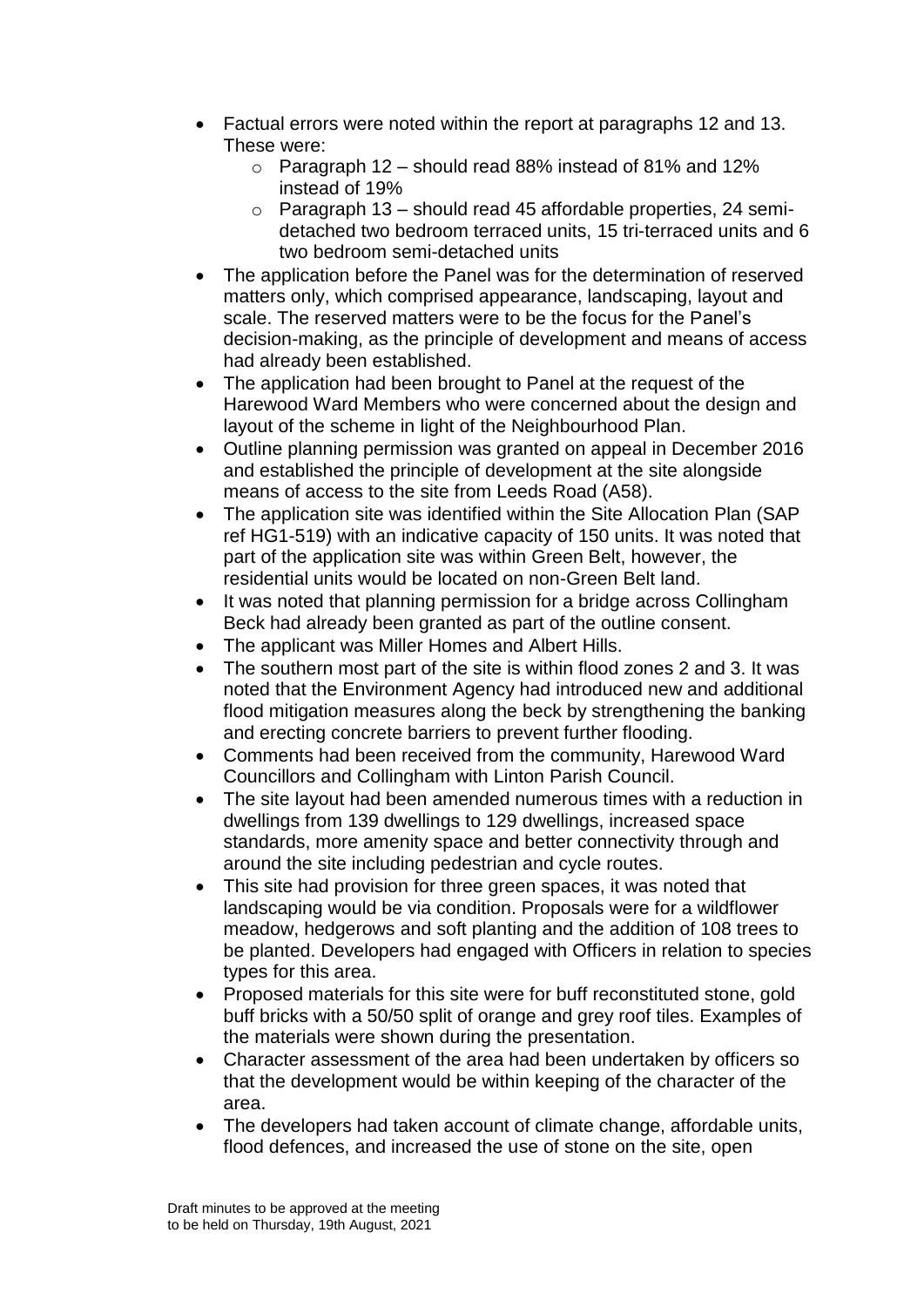- Factual errors were noted within the report at paragraphs 12 and 13. These were:
  - Paragraph 12 – should read 88% instead of 81% and 12% instead of 19%
  - Paragraph 13 – should read 45 affordable properties, 24 semi-detached two bedroom terraced units, 15 tri-terraced units and 6 two bedroom semi-detached units
- The application before the Panel was for the determination of reserved matters only, which comprised appearance, landscaping, layout and scale. The reserved matters were to be the focus for the Panel's decision-making, as the principle of development and means of access had already been established.
- The application had been brought to Panel at the request of the Harewood Ward Members who were concerned about the design and layout of the scheme in light of the Neighbourhood Plan.
- Outline planning permission was granted on appeal in December 2016 and established the principle of development at the site alongside means of access to the site from Leeds Road (A58).
- The application site was identified within the Site Allocation Plan (SAP ref HG1-519) with an indicative capacity of 150 units. It was noted that part of the application site was within Green Belt, however, the residential units would be located on non-Green Belt land.
- It was noted that planning permission for a bridge across Collingham Beck had already been granted as part of the outline consent.
- The applicant was Miller Homes and Albert Hills.
- The southern most part of the site is within flood zones 2 and 3. It was noted that the Environment Agency had introduced new and additional flood mitigation measures along the beck by strengthening the banking and erecting concrete barriers to prevent further flooding.
- Comments had been received from the community, Harewood Ward Councillors and Collingham with Linton Parish Council.
- The site layout had been amended numerous times with a reduction in dwellings from 139 dwellings to 129 dwellings, increased space standards, more amenity space and better connectivity through and around the site including pedestrian and cycle routes.
- This site had provision for three green spaces, it was noted that landscaping would be via condition. Proposals were for a wildflower meadow, hedgerows and soft planting and the addition of 108 trees to be planted. Developers had engaged with Officers in relation to species types for this area.
- Proposed materials for this site were for buff reconstituted stone, gold buff bricks with a 50/50 split of orange and grey roof tiles. Examples of the materials were shown during the presentation.
- Character assessment of the area had been undertaken by officers so that the development would be within keeping of the character of the area.
- The developers had taken account of climate change, affordable units, flood defences, and increased the use of stone on the site, open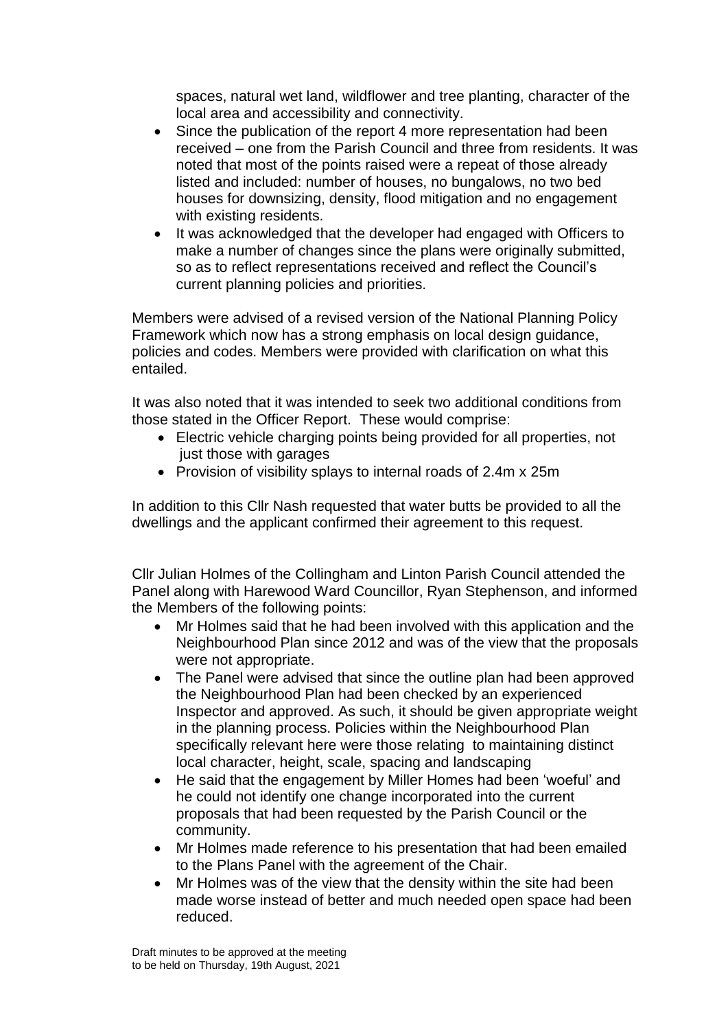spaces, natural wet land, wildflower and tree planting, character of the local area and accessibility and connectivity.

- Since the publication of the report 4 more representation had been received – one from the Parish Council and three from residents. It was noted that most of the points raised were a repeat of those already listed and included: number of houses, no bungalows, no two bed houses for downsizing, density, flood mitigation and no engagement with existing residents.
- It was acknowledged that the developer had engaged with Officers to make a number of changes since the plans were originally submitted, so as to reflect representations received and reflect the Council's current planning policies and priorities.

Members were advised of a revised version of the National Planning Policy Framework which now has a strong emphasis on local design guidance, policies and codes. Members were provided with clarification on what this entailed.

It was also noted that it was intended to seek two additional conditions from those stated in the Officer Report. These would comprise:

- Electric vehicle charging points being provided for all properties, not just those with garages
- Provision of visibility splays to internal roads of 2.4m x 25m

In addition to this Cllr Nash requested that water butts be provided to all the dwellings and the applicant confirmed their agreement to this request.

Cllr Julian Holmes of the Collingham and Linton Parish Council attended the Panel along with Harewood Ward Councillor, Ryan Stephenson, and informed the Members of the following points:

- Mr Holmes said that he had been involved with this application and the Neighbourhood Plan since 2012 and was of the view that the proposals were not appropriate.
- The Panel were advised that since the outline plan had been approved the Neighbourhood Plan had been checked by an experienced Inspector and approved. As such, it should be given appropriate weight in the planning process. Policies within the Neighbourhood Plan specifically relevant here were those relating to maintaining distinct local character, height, scale, spacing and landscaping
- He said that the engagement by Miller Homes had been 'woeful' and he could not identify one change incorporated into the current proposals that had been requested by the Parish Council or the community.
- Mr Holmes made reference to his presentation that had been emailed to the Plans Panel with the agreement of the Chair.
- Mr Holmes was of the view that the density within the site had been made worse instead of better and much needed open space had been reduced.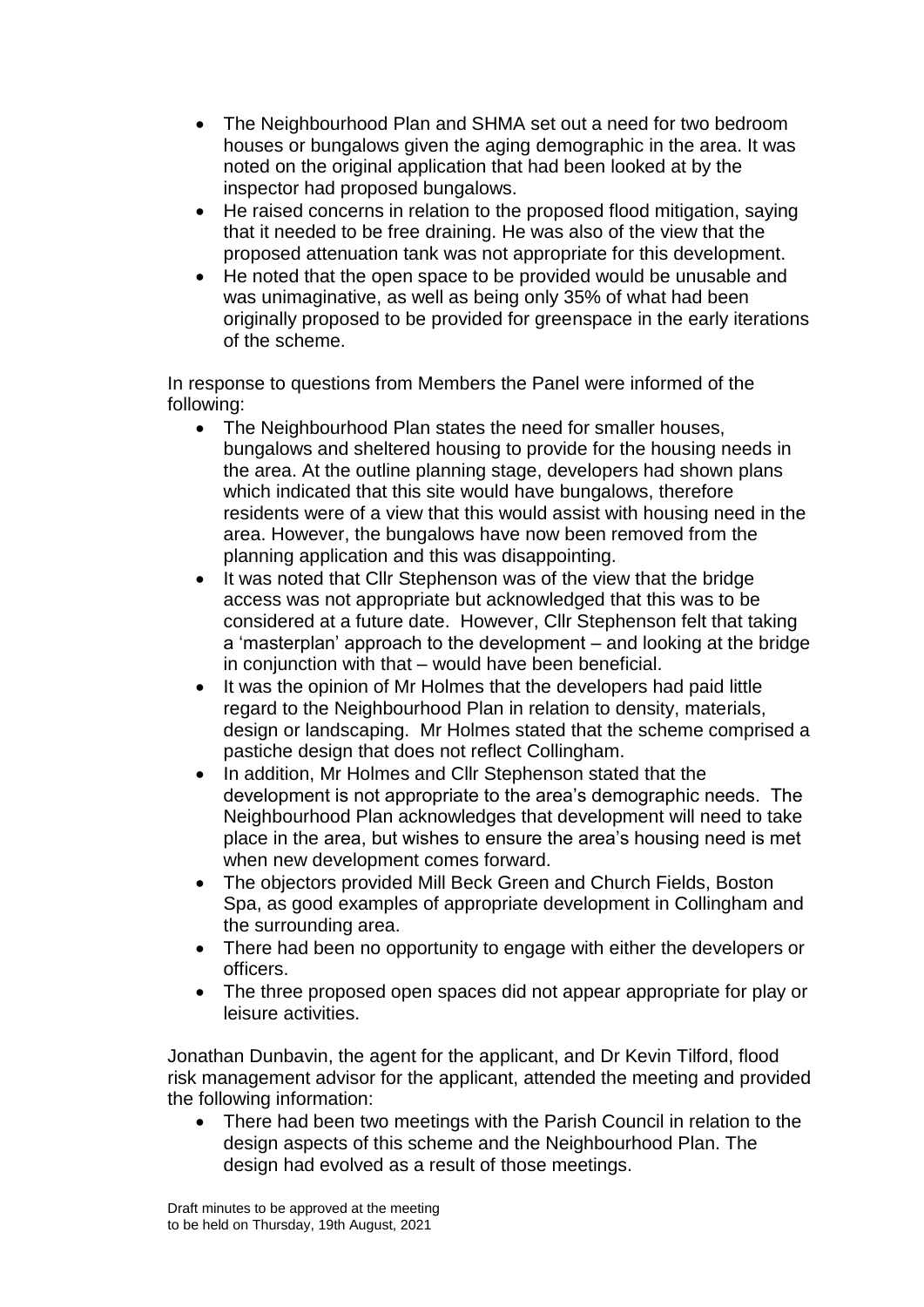- The Neighbourhood Plan and SHMA set out a need for two bedroom houses or bungalows given the aging demographic in the area. It was noted on the original application that had been looked at by the inspector had proposed bungalows.
- He raised concerns in relation to the proposed flood mitigation, saying that it needed to be free draining. He was also of the view that the proposed attenuation tank was not appropriate for this development.
- He noted that the open space to be provided would be unusable and was unimaginative, as well as being only 35% of what had been originally proposed to be provided for greenspace in the early iterations of the scheme.

In response to questions from Members the Panel were informed of the following:

- The Neighbourhood Plan states the need for smaller houses, bungalows and sheltered housing to provide for the housing needs in the area. At the outline planning stage, developers had shown plans which indicated that this site would have bungalows, therefore residents were of a view that this would assist with housing need in the area. However, the bungalows have now been removed from the planning application and this was disappointing.
- It was noted that Cllr Stephenson was of the view that the bridge access was not appropriate but acknowledged that this was to be considered at a future date. However, Cllr Stephenson felt that taking a 'masterplan' approach to the development – and looking at the bridge in conjunction with that – would have been beneficial.
- It was the opinion of Mr Holmes that the developers had paid little regard to the Neighbourhood Plan in relation to density, materials, design or landscaping. Mr Holmes stated that the scheme comprised a pastiche design that does not reflect Collingham.
- In addition, Mr Holmes and Cllr Stephenson stated that the development is not appropriate to the area's demographic needs. The Neighbourhood Plan acknowledges that development will need to take place in the area, but wishes to ensure the area's housing need is met when new development comes forward.
- The objectors provided Mill Beck Green and Church Fields, Boston Spa, as good examples of appropriate development in Collingham and the surrounding area.
- There had been no opportunity to engage with either the developers or officers.
- The three proposed open spaces did not appear appropriate for play or leisure activities.

Jonathan Dunbavin, the agent for the applicant, and Dr Kevin Tilford, flood risk management advisor for the applicant, attended the meeting and provided the following information:

- There had been two meetings with the Parish Council in relation to the design aspects of this scheme and the Neighbourhood Plan. The design had evolved as a result of those meetings.

Draft minutes to be approved at the meeting to be held on Thursday, 19th August, 2021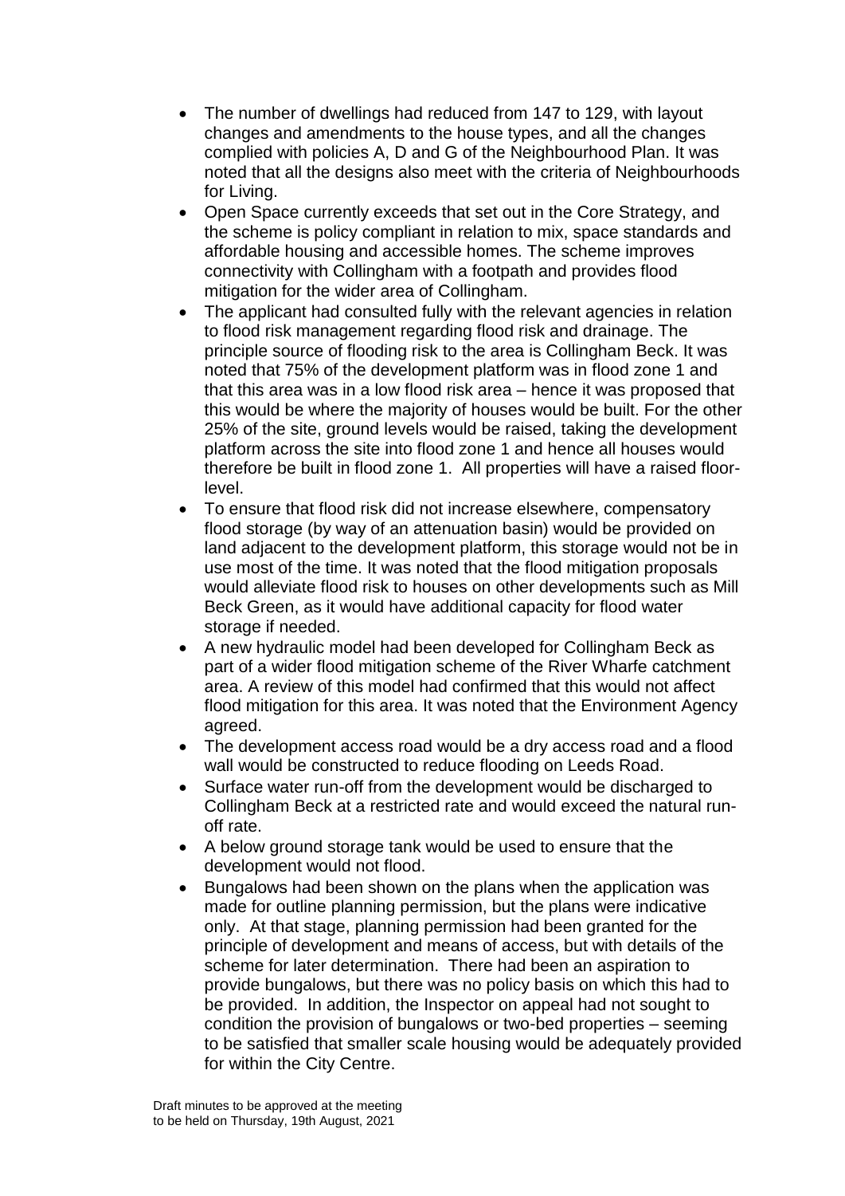- The number of dwellings had reduced from 147 to 129, with layout changes and amendments to the house types, and all the changes complied with policies A, D and G of the Neighbourhood Plan. It was noted that all the designs also meet with the criteria of Neighbourhoods for Living.
- Open Space currently exceeds that set out in the Core Strategy, and the scheme is policy compliant in relation to mix, space standards and affordable housing and accessible homes. The scheme improves connectivity with Collingham with a footpath and provides flood mitigation for the wider area of Collingham.
- The applicant had consulted fully with the relevant agencies in relation to flood risk management regarding flood risk and drainage. The principle source of flooding risk to the area is Collingham Beck. It was noted that 75% of the development platform was in flood zone 1 and that this area was in a low flood risk area – hence it was proposed that this would be where the majority of houses would be built. For the other 25% of the site, ground levels would be raised, taking the development platform across the site into flood zone 1 and hence all houses would therefore be built in flood zone 1. All properties will have a raised floor-level.
- To ensure that flood risk did not increase elsewhere, compensatory flood storage (by way of an attenuation basin) would be provided on land adjacent to the development platform, this storage would not be in use most of the time. It was noted that the flood mitigation proposals would alleviate flood risk to houses on other developments such as Mill Beck Green, as it would have additional capacity for flood water storage if needed.
- A new hydraulic model had been developed for Collingham Beck as part of a wider flood mitigation scheme of the River Wharfe catchment area. A review of this model had confirmed that this would not affect flood mitigation for this area. It was noted that the Environment Agency agreed.
- The development access road would be a dry access road and a flood wall would be constructed to reduce flooding on Leeds Road.
- Surface water run-off from the development would be discharged to Collingham Beck at a restricted rate and would exceed the natural run-off rate.
- A below ground storage tank would be used to ensure that the development would not flood.
- Bungalows had been shown on the plans when the application was made for outline planning permission, but the plans were indicative only. At that stage, planning permission had been granted for the principle of development and means of access, but with details of the scheme for later determination. There had been an aspiration to provide bungalows, but there was no policy basis on which this had to be provided. In addition, the Inspector on appeal had not sought to condition the provision of bungalows or two-bed properties – seeming to be satisfied that smaller scale housing would be adequately provided for within the City Centre.

Draft minutes to be approved at the meeting to be held on Thursday, 19th August, 2021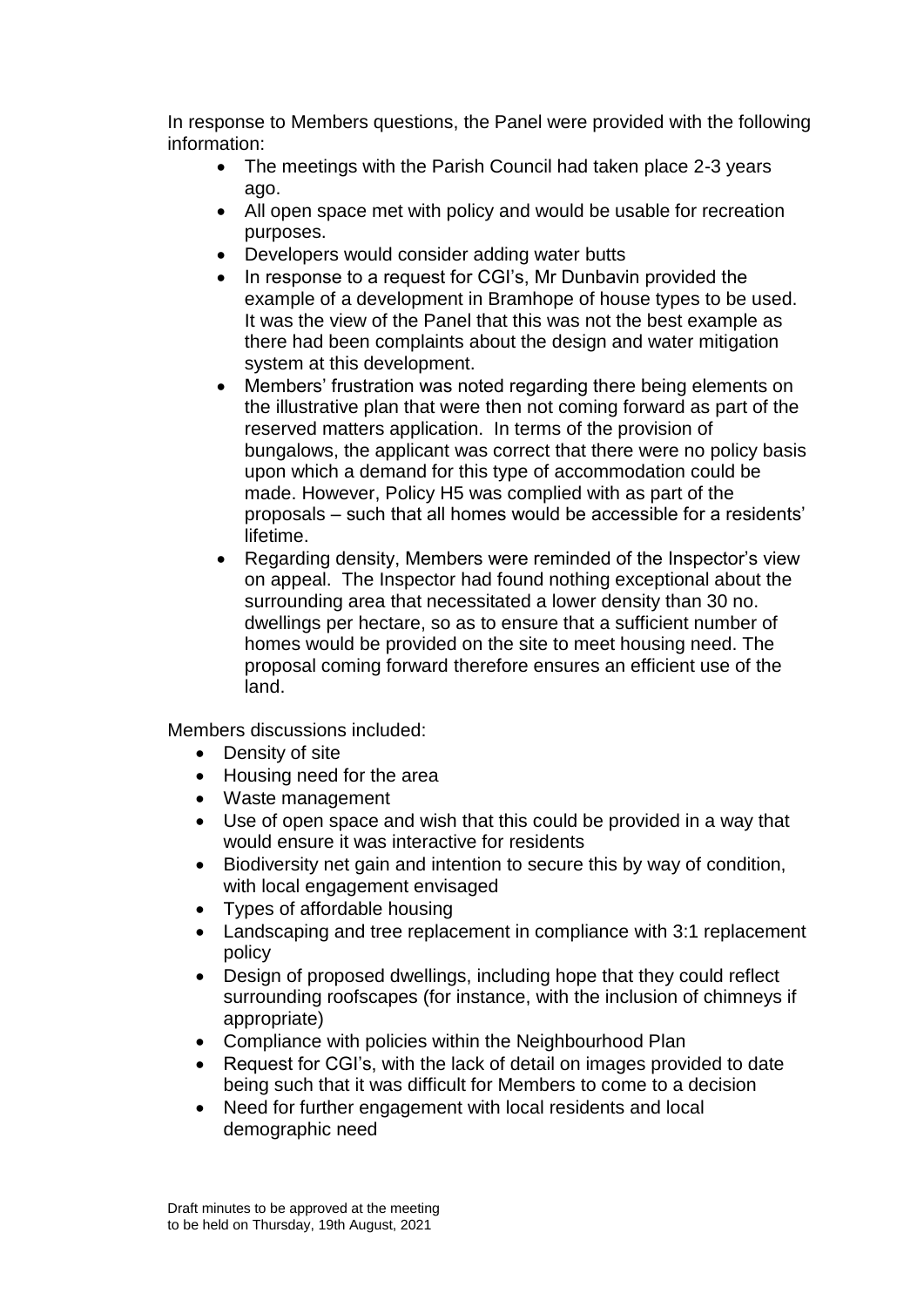In response to Members questions, the Panel were provided with the following information:

- The meetings with the Parish Council had taken place 2-3 years ago.
- All open space met with policy and would be usable for recreation purposes.
- Developers would consider adding water butts
- In response to a request for CGI's, Mr Dunbavin provided the example of a development in Bramhope of house types to be used. It was the view of the Panel that this was not the best example as there had been complaints about the design and water mitigation system at this development.
- Members' frustration was noted regarding there being elements on the illustrative plan that were then not coming forward as part of the reserved matters application. In terms of the provision of bungalows, the applicant was correct that there were no policy basis upon which a demand for this type of accommodation could be made. However, Policy H5 was complied with as part of the proposals – such that all homes would be accessible for a residents' lifetime.
- Regarding density, Members were reminded of the Inspector's view on appeal. The Inspector had found nothing exceptional about the surrounding area that necessitated a lower density than 30 no. dwellings per hectare, so as to ensure that a sufficient number of homes would be provided on the site to meet housing need. The proposal coming forward therefore ensures an efficient use of the land.

Members discussions included:

- Density of site
- Housing need for the area
- Waste management
- Use of open space and wish that this could be provided in a way that would ensure it was interactive for residents
- Biodiversity net gain and intention to secure this by way of condition, with local engagement envisaged
- Types of affordable housing
- Landscaping and tree replacement in compliance with 3:1 replacement policy
- Design of proposed dwellings, including hope that they could reflect surrounding roofscapes (for instance, with the inclusion of chimneys if appropriate)
- Compliance with policies within the Neighbourhood Plan
- Request for CGI's, with the lack of detail on images provided to date being such that it was difficult for Members to come to a decision
- Need for further engagement with local residents and local demographic need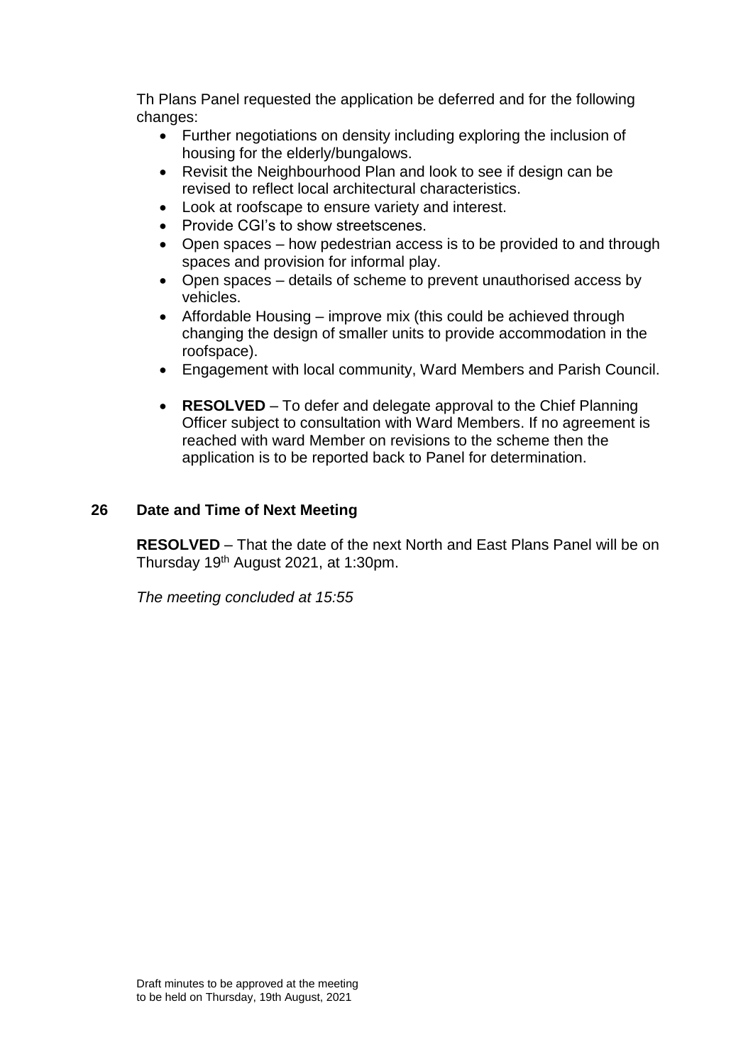Th Plans Panel requested the application be deferred and for the following changes:

- Further negotiations on density including exploring the inclusion of housing for the elderly/bungalows.
- Revisit the Neighbourhood Plan and look to see if design can be revised to reflect local architectural characteristics.
- Look at roofscape to ensure variety and interest.
- Provide CGI's to show streetscenes.
- Open spaces – how pedestrian access is to be provided to and through spaces and provision for informal play.
- Open spaces – details of scheme to prevent unauthorised access by vehicles.
- Affordable Housing – improve mix (this could be achieved through changing the design of smaller units to provide accommodation in the roofspace).
- Engagement with local community, Ward Members and Parish Council.

- **RESOLVED** – To defer and delegate approval to the Chief Planning Officer subject to consultation with Ward Members. If no agreement is reached with ward Member on revisions to the scheme then the application is to be reported back to Panel for determination.

## 26 Date and Time of Next Meeting

**RESOLVED** – That the date of the next North and East Plans Panel will be on Thursday 19th August 2021, at 1:30pm.

*The meeting concluded at 15:55*

Draft minutes to be approved at the meeting to be held on Thursday, 19th August, 2021